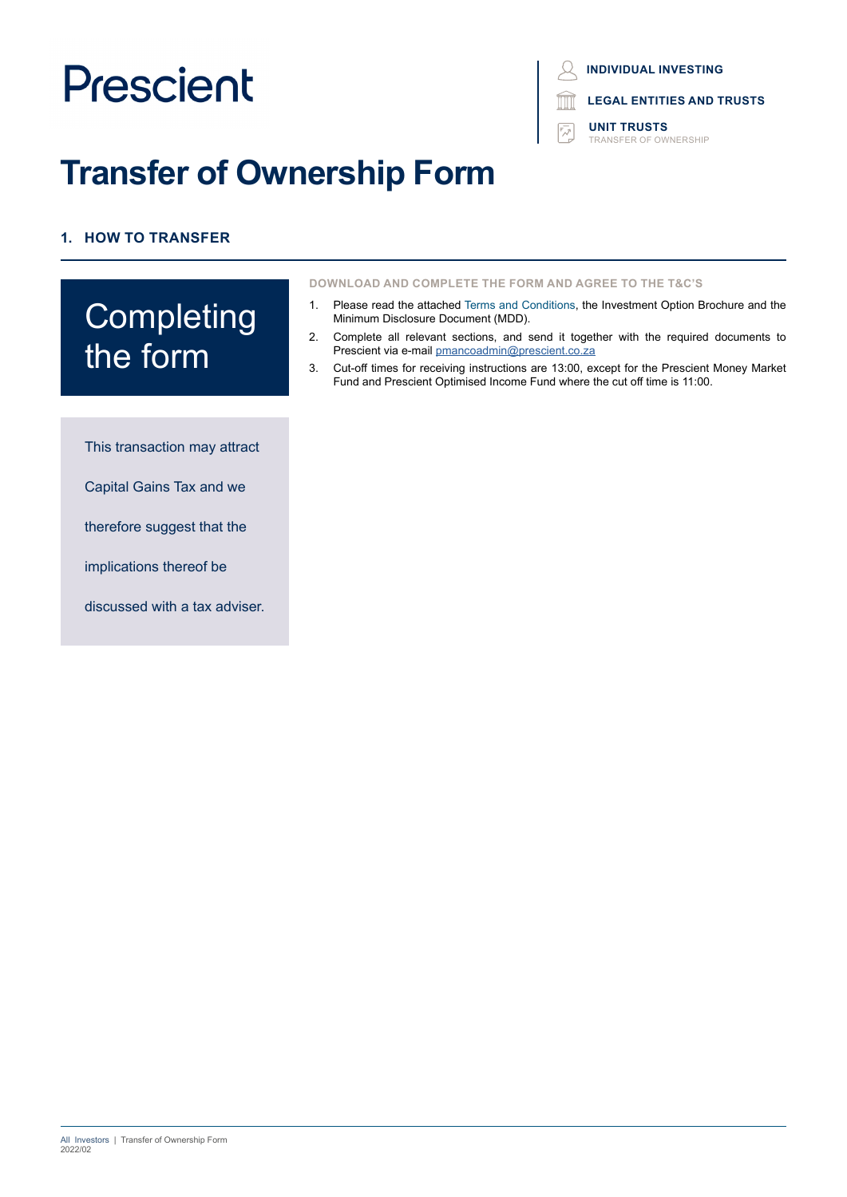Prescient

**INDIVIDUAL INVESTING**

**LEGAL ENTITIES AND TRUSTS**

**UNIT TRUSTS**
TRANSFER OF OWNERSHIP

# Transfer of Ownership Form

## 1. HOW TO TRANSFER

### Completing the form

**DOWNLOAD AND COMPLETE THE FORM AND AGREE TO THE T&C'S**

1. Please read the attached Terms and Conditions, the Investment Option Brochure and the Minimum Disclosure Document (MDD).
2. Complete all relevant sections, and send it together with the required documents to Prescient via e-mail pmancoadmin@prescient.co.za
3. Cut-off times for receiving instructions are 13:00, except for the Prescient Money Market Fund and Prescient Optimised Income Fund where the cut off time is 11:00.

This transaction may attract Capital Gains Tax and we therefore suggest that the implications thereof be discussed with a tax adviser.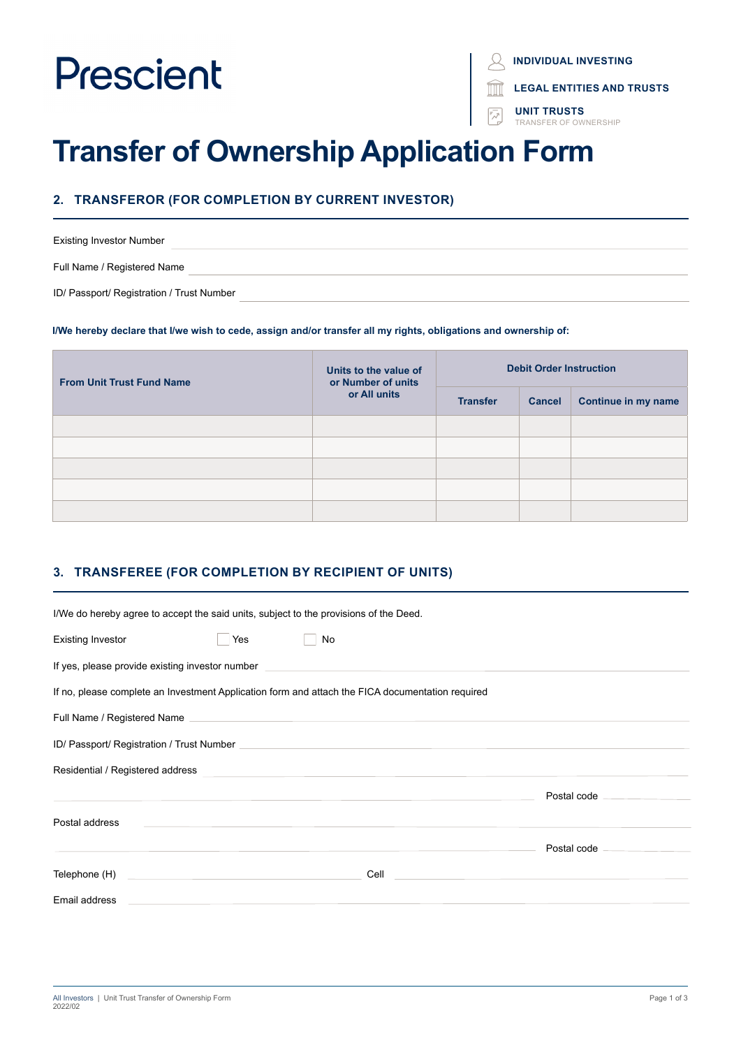Prescient

INDIVIDUAL INVESTING

LEGAL ENTITIES AND TRUSTS

UNIT TRUSTS
TRANSFER OF OWNERSHIP

# Transfer of Ownership Application Form

## 2. TRANSFEROR (FOR COMPLETION BY CURRENT INVESTOR)

Existing Investor Number

Full Name / Registered Name

ID/ Passport/ Registration / Trust Number

**I/We hereby declare that I/we wish to cede, assign and/or transfer all my rights, obligations and ownership of:**

| From Unit Trust Fund Name | Units to the value of or Number of units or All units | Debit Order Instruction | | |
|---|---|---|---|---|
| | | Transfer | Cancel | Continue in my name |
| | | | | |
| | | | | |
| | | | | |
| | | | | |
| | | | | |

## 3. TRANSFEREE (FOR COMPLETION BY RECIPIENT OF UNITS)

I/We do hereby agree to accept the said units, subject to the provisions of the Deed.

Existing Investor ☐ Yes ☐ No

If yes, please provide existing investor number

If no, please complete an Investment Application form and attach the FICA documentation required

Full Name / Registered Name

ID/ Passport/ Registration / Trust Number

Residential / Registered address

Postal code

Postal address

Postal code

Telephone (H) Cell

Email address

All Investors | Unit Trust Transfer of Ownership Form
2022/02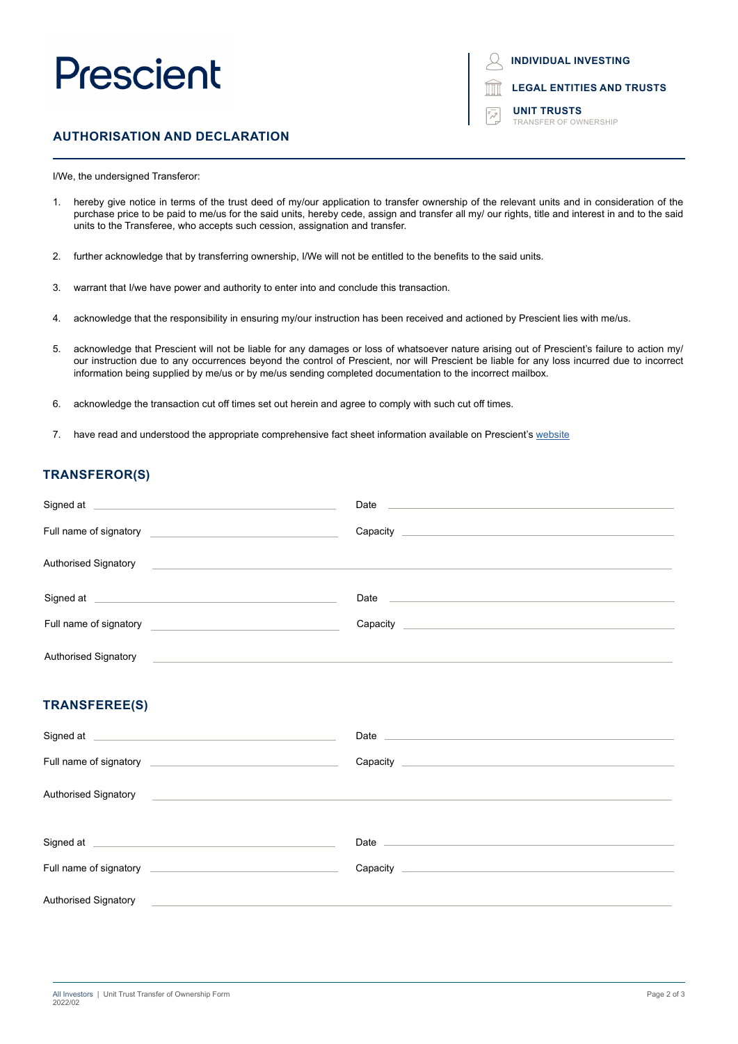# Prescient

**INDIVIDUAL INVESTING**

**LEGAL ENTITIES AND TRUSTS**

**UNIT TRUSTS**
TRANSFER OF OWNERSHIP

## AUTHORISATION AND DECLARATION

I/We, the undersigned Transferor:

1. hereby give notice in terms of the trust deed of my/our application to transfer ownership of the relevant units and in consideration of the purchase price to be paid to me/us for the said units, hereby cede, assign and transfer all my/ our rights, title and interest in and to the said units to the Transferee, who accepts such cession, assignation and transfer.

2. further acknowledge that by transferring ownership, I/We will not be entitled to the benefits to the said units.

3. warrant that I/we have power and authority to enter into and conclude this transaction.

4. acknowledge that the responsibility in ensuring my/our instruction has been received and actioned by Prescient lies with me/us.

5. acknowledge that Prescient will not be liable for any damages or loss of whatsoever nature arising out of Prescient's failure to action my/ our instruction due to any occurrences beyond the control of Prescient, nor will Prescient be liable for any loss incurred due to incorrect information being supplied by me/us or by me/us sending completed documentation to the incorrect mailbox.

6. acknowledge the transaction cut off times set out herein and agree to comply with such cut off times.

7. have read and understood the appropriate comprehensive fact sheet information available on Prescient's website

## TRANSFEROR(S)

Signed at ____________________ Date ____________________

Full name of signatory ____________________ Capacity ____________________

Authorised Signatory ____________________

Signed at ____________________ Date ____________________

Full name of signatory ____________________ Capacity ____________________

Authorised Signatory ____________________

## TRANSFEREE(S)

Signed at ____________________ Date ____________________

Full name of signatory ____________________ Capacity ____________________

Authorised Signatory ____________________

Signed at ____________________ Date ____________________

Full name of signatory ____________________ Capacity ____________________

Authorised Signatory ____________________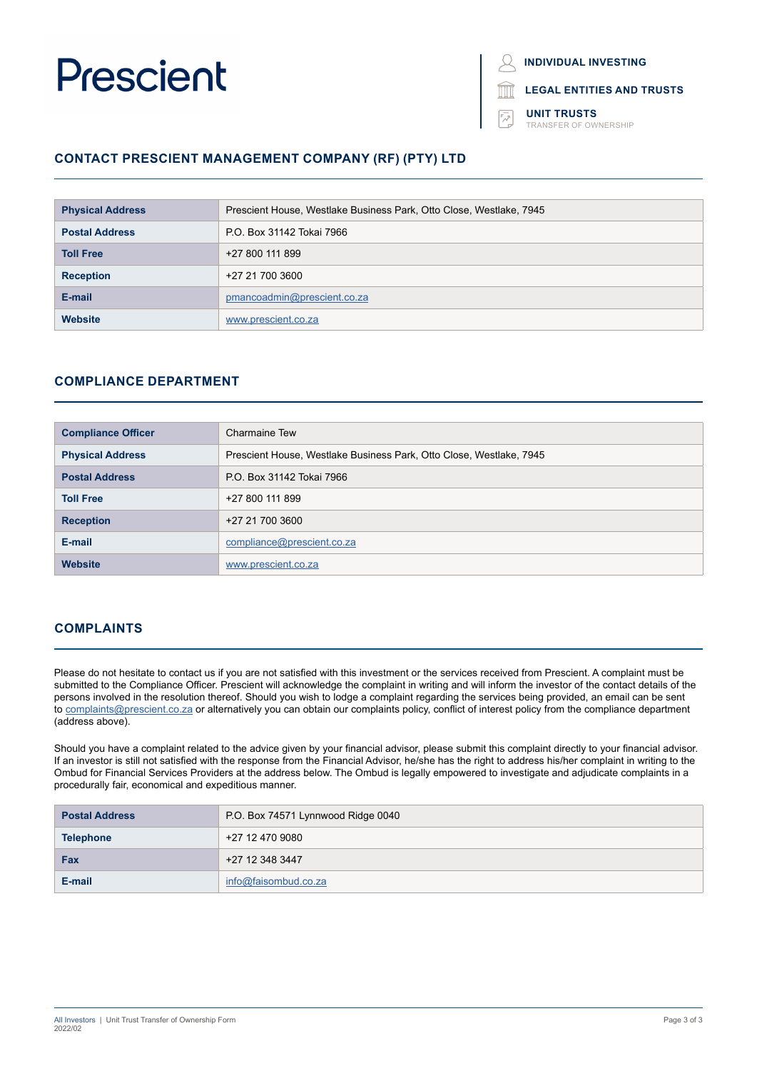Prescient

INDIVIDUAL INVESTING

LEGAL ENTITIES AND TRUSTS

UNIT TRUSTS
TRANSFER OF OWNERSHIP

## CONTACT PRESCIENT MANAGEMENT COMPANY (RF) (PTY) LTD

| | |
|---|---|
| **Physical Address** | Prescient House, Westlake Business Park, Otto Close, Westlake, 7945 |
| **Postal Address** | P.O. Box 31142 Tokai 7966 |
| **Toll Free** | +27 800 111 899 |
| **Reception** | +27 21 700 3600 |
| **E-mail** | pmancoadmin@prescient.co.za |
| **Website** | www.prescient.co.za |

## COMPLIANCE DEPARTMENT

| | |
|---|---|
| **Compliance Officer** | Charmaine Tew |
| **Physical Address** | Prescient House, Westlake Business Park, Otto Close, Westlake, 7945 |
| **Postal Address** | P.O. Box 31142 Tokai 7966 |
| **Toll Free** | +27 800 111 899 |
| **Reception** | +27 21 700 3600 |
| **E-mail** | compliance@prescient.co.za |
| **Website** | www.prescient.co.za |

## COMPLAINTS

Please do not hesitate to contact us if you are not satisfied with this investment or the services received from Prescient. A complaint must be submitted to the Compliance Officer. Prescient will acknowledge the complaint in writing and will inform the investor of the contact details of the persons involved in the resolution thereof. Should you wish to lodge a complaint regarding the services being provided, an email can be sent to complaints@prescient.co.za or alternatively you can obtain our complaints policy, conflict of interest policy from the compliance department (address above).

Should you have a complaint related to the advice given by your financial advisor, please submit this complaint directly to your financial advisor. If an investor is still not satisfied with the response from the Financial Advisor, he/she has the right to address his/her complaint in writing to the Ombud for Financial Services Providers at the address below. The Ombud is legally empowered to investigate and adjudicate complaints in a procedurally fair, economical and expeditious manner.

| | |
|---|---|
| **Postal Address** | P.O. Box 74571 Lynnwood Ridge 0040 |
| **Telephone** | +27 12 470 9080 |
| **Fax** | +27 12 348 3447 |
| **E-mail** | info@faisombud.co.za |